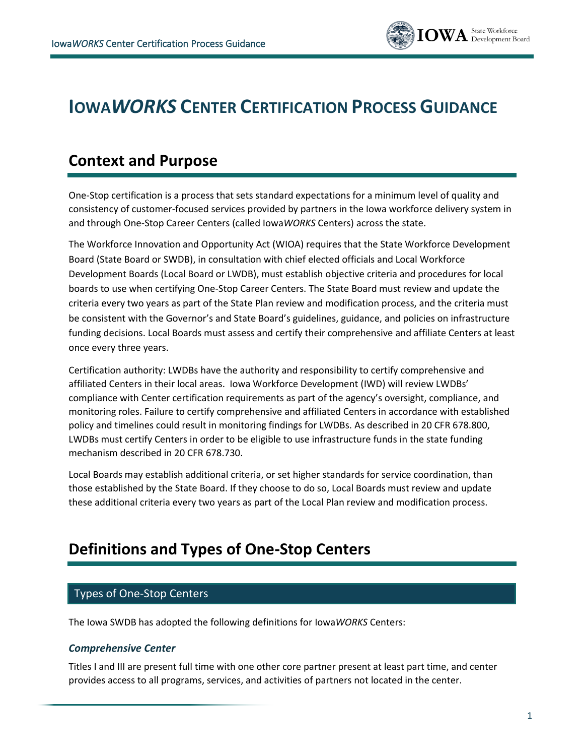# Iowa*WORKS* Center Certification Process Guidance

## Context and Purpose

One-Stop certification is a process that sets standard expectations for a minimum level of quality and consistency of customer-focused services provided by partners in the Iowa workforce delivery system in and through One-Stop Career Centers (called Iowa*WORKS* Centers) across the state.

The Workforce Innovation and Opportunity Act (WIOA) requires that the State Workforce Development Board (State Board or SWDB), in consultation with chief elected officials and Local Workforce Development Boards (Local Board or LWDB), must establish objective criteria and procedures for local boards to use when certifying One-Stop Career Centers. The State Board must review and update the criteria every two years as part of the State Plan review and modification process, and the criteria must be consistent with the Governor's and State Board's guidelines, guidance, and policies on infrastructure funding decisions. Local Boards must assess and certify their comprehensive and affiliate Centers at least once every three years.

Certification authority: LWDBs have the authority and responsibility to certify comprehensive and affiliated Centers in their local areas. Iowa Workforce Development (IWD) will review LWDBs' compliance with Center certification requirements as part of the agency's oversight, compliance, and monitoring roles. Failure to certify comprehensive and affiliated Centers in accordance with established policy and timelines could result in monitoring findings for LWDBs. As described in 20 CFR 678.800, LWDBs must certify Centers in order to be eligible to use infrastructure funds in the state funding mechanism described in 20 CFR 678.730.

Local Boards may establish additional criteria, or set higher standards for service coordination, than those established by the State Board. If they choose to do so, Local Boards must review and update these additional criteria every two years as part of the Local Plan review and modification process.

## Definitions and Types of One-Stop Centers

### Types of One-Stop Centers

The Iowa SWDB has adopted the following definitions for Iowa*WORKS* Centers:

#### *Comprehensive Center*

Titles I and III are present full time with one other core partner present at least part time, and center provides access to all programs, services, and activities of partners not located in the center.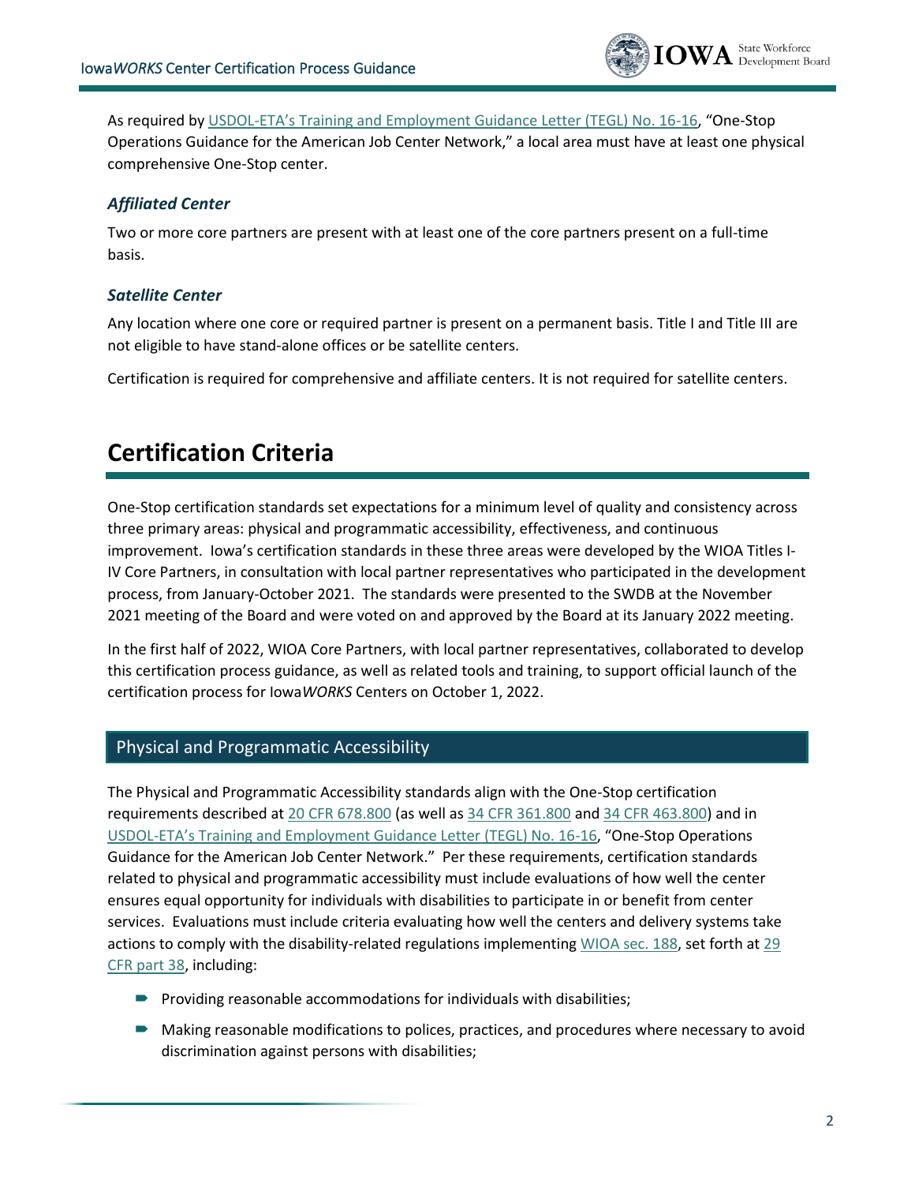As required by [USDOL-ETA's Training and Employment Guidance Letter (TEGL) No. 16-16](), "One-Stop Operations Guidance for the American Job Center Network," a local area must have at least one physical comprehensive One-Stop center.

### *Affiliated Center*

Two or more core partners are present with at least one of the core partners present on a full-time basis.

### *Satellite Center*

Any location where one core or required partner is present on a permanent basis. Title I and Title III are not eligible to have stand-alone offices or be satellite centers.

Certification is required for comprehensive and affiliate centers. It is not required for satellite centers.

# Certification Criteria

One-Stop certification standards set expectations for a minimum level of quality and consistency across three primary areas: physical and programmatic accessibility, effectiveness, and continuous improvement. Iowa's certification standards in these three areas were developed by the WIOA Titles I-IV Core Partners, in consultation with local partner representatives who participated in the development process, from January-October 2021. The standards were presented to the SWDB at the November 2021 meeting of the Board and were voted on and approved by the Board at its January 2022 meeting.

In the first half of 2022, WIOA Core Partners, with local partner representatives, collaborated to develop this certification process guidance, as well as related tools and training, to support official launch of the certification process for Iowa*WORKS* Centers on October 1, 2022.

## Physical and Programmatic Accessibility

The Physical and Programmatic Accessibility standards align with the One-Stop certification requirements described at 20 CFR 678.800 (as well as 34 CFR 361.800 and 34 CFR 463.800) and in USDOL-ETA's Training and Employment Guidance Letter (TEGL) No. 16-16, "One-Stop Operations Guidance for the American Job Center Network." Per these requirements, certification standards related to physical and programmatic accessibility must include evaluations of how well the center ensures equal opportunity for individuals with disabilities to participate in or benefit from center services. Evaluations must include criteria evaluating how well the centers and delivery systems take actions to comply with the disability-related regulations implementing WIOA sec. 188, set forth at 29 CFR part 38, including:

- Providing reasonable accommodations for individuals with disabilities;
- Making reasonable modifications to polices, practices, and procedures where necessary to avoid discrimination against persons with disabilities;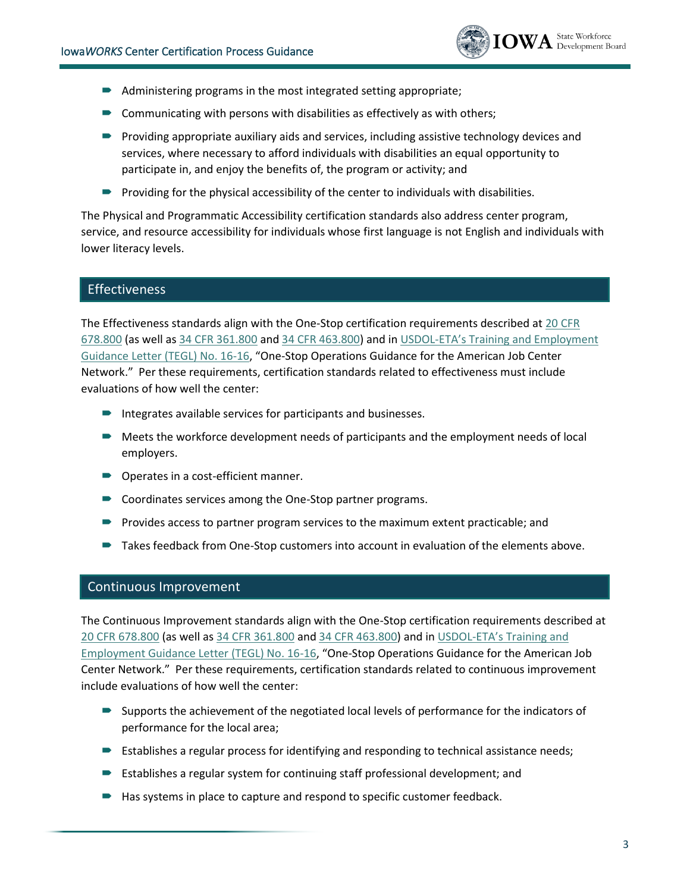- Administering programs in the most integrated setting appropriate;
- Communicating with persons with disabilities as effectively as with others;
- Providing appropriate auxiliary aids and services, including assistive technology devices and services, where necessary to afford individuals with disabilities an equal opportunity to participate in, and enjoy the benefits of, the program or activity; and
- Providing for the physical accessibility of the center to individuals with disabilities.

The Physical and Programmatic Accessibility certification standards also address center program, service, and resource accessibility for individuals whose first language is not English and individuals with lower literacy levels.

## Effectiveness

The Effectiveness standards align with the One-Stop certification requirements described at 20 CFR 678.800 (as well as 34 CFR 361.800 and 34 CFR 463.800) and in USDOL-ETA's Training and Employment Guidance Letter (TEGL) No. 16-16, "One-Stop Operations Guidance for the American Job Center Network." Per these requirements, certification standards related to effectiveness must include evaluations of how well the center:

- Integrates available services for participants and businesses.
- Meets the workforce development needs of participants and the employment needs of local employers.
- Operates in a cost-efficient manner.
- Coordinates services among the One-Stop partner programs.
- Provides access to partner program services to the maximum extent practicable; and
- Takes feedback from One-Stop customers into account in evaluation of the elements above.

## Continuous Improvement

The Continuous Improvement standards align with the One-Stop certification requirements described at 20 CFR 678.800 (as well as 34 CFR 361.800 and 34 CFR 463.800) and in USDOL-ETA's Training and Employment Guidance Letter (TEGL) No. 16-16, "One-Stop Operations Guidance for the American Job Center Network." Per these requirements, certification standards related to continuous improvement include evaluations of how well the center:

- Supports the achievement of the negotiated local levels of performance for the indicators of performance for the local area;
- Establishes a regular process for identifying and responding to technical assistance needs;
- Establishes a regular system for continuing staff professional development; and
- Has systems in place to capture and respond to specific customer feedback.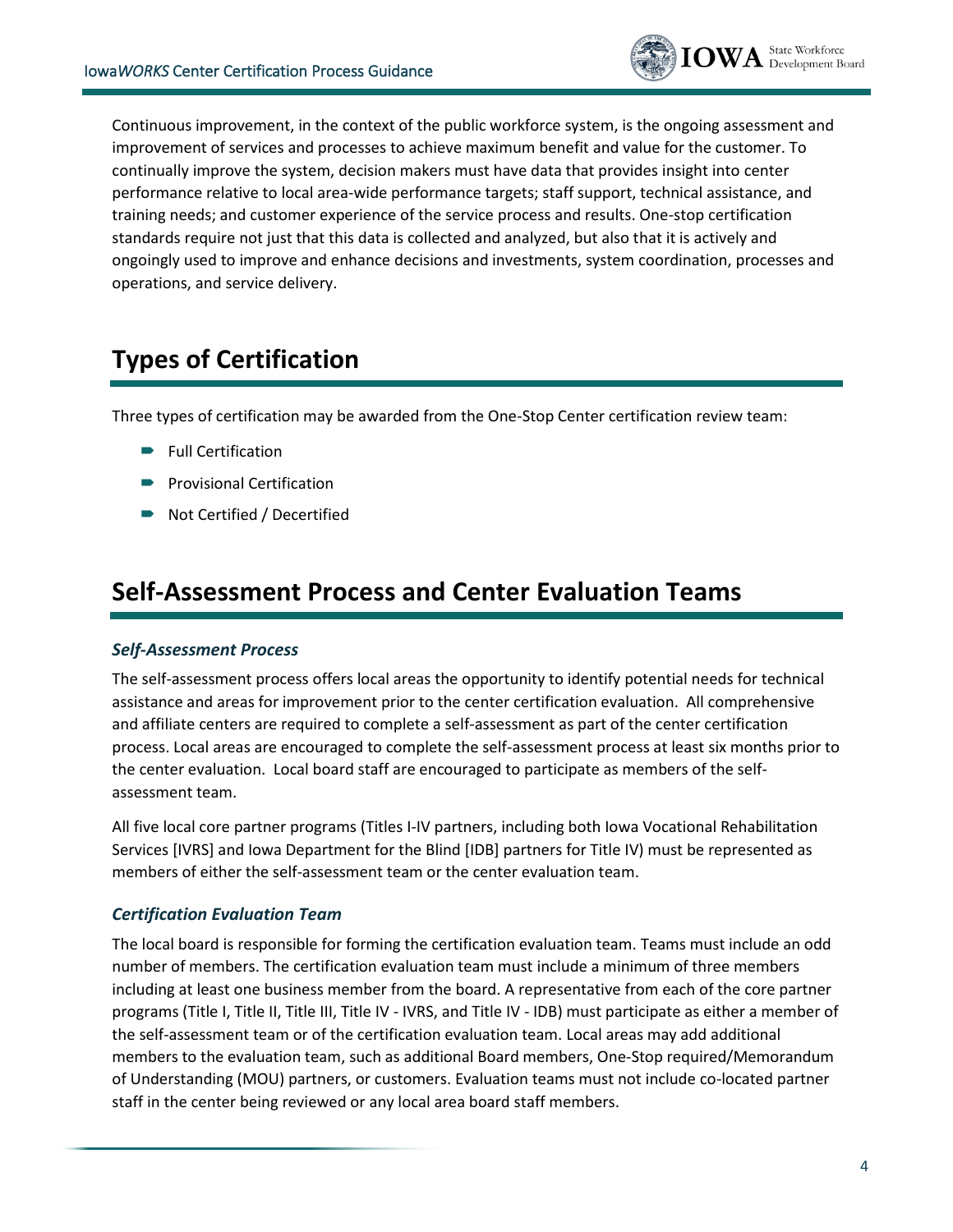Continuous improvement, in the context of the public workforce system, is the ongoing assessment and improvement of services and processes to achieve maximum benefit and value for the customer. To continually improve the system, decision makers must have data that provides insight into center performance relative to local area-wide performance targets; staff support, technical assistance, and training needs; and customer experience of the service process and results. One-stop certification standards require not just that this data is collected and analyzed, but also that it is actively and ongoingly used to improve and enhance decisions and investments, system coordination, processes and operations, and service delivery.

## Types of Certification

Three types of certification may be awarded from the One-Stop Center certification review team:

- Full Certification
- Provisional Certification
- Not Certified / Decertified

## Self-Assessment Process and Center Evaluation Teams

### *Self-Assessment Process*

The self-assessment process offers local areas the opportunity to identify potential needs for technical assistance and areas for improvement prior to the center certification evaluation. All comprehensive and affiliate centers are required to complete a self-assessment as part of the center certification process. Local areas are encouraged to complete the self-assessment process at least six months prior to the center evaluation. Local board staff are encouraged to participate as members of the self-assessment team.

All five local core partner programs (Titles I-IV partners, including both Iowa Vocational Rehabilitation Services [IVRS] and Iowa Department for the Blind [IDB] partners for Title IV) must be represented as members of either the self-assessment team or the center evaluation team.

### *Certification Evaluation Team*

The local board is responsible for forming the certification evaluation team. Teams must include an odd number of members. The certification evaluation team must include a minimum of three members including at least one business member from the board. A representative from each of the core partner programs (Title I, Title II, Title III, Title IV - IVRS, and Title IV - IDB) must participate as either a member of the self-assessment team or of the certification evaluation team. Local areas may add additional members to the evaluation team, such as additional Board members, One-Stop required/Memorandum of Understanding (MOU) partners, or customers. Evaluation teams must not include co-located partner staff in the center being reviewed or any local area board staff members.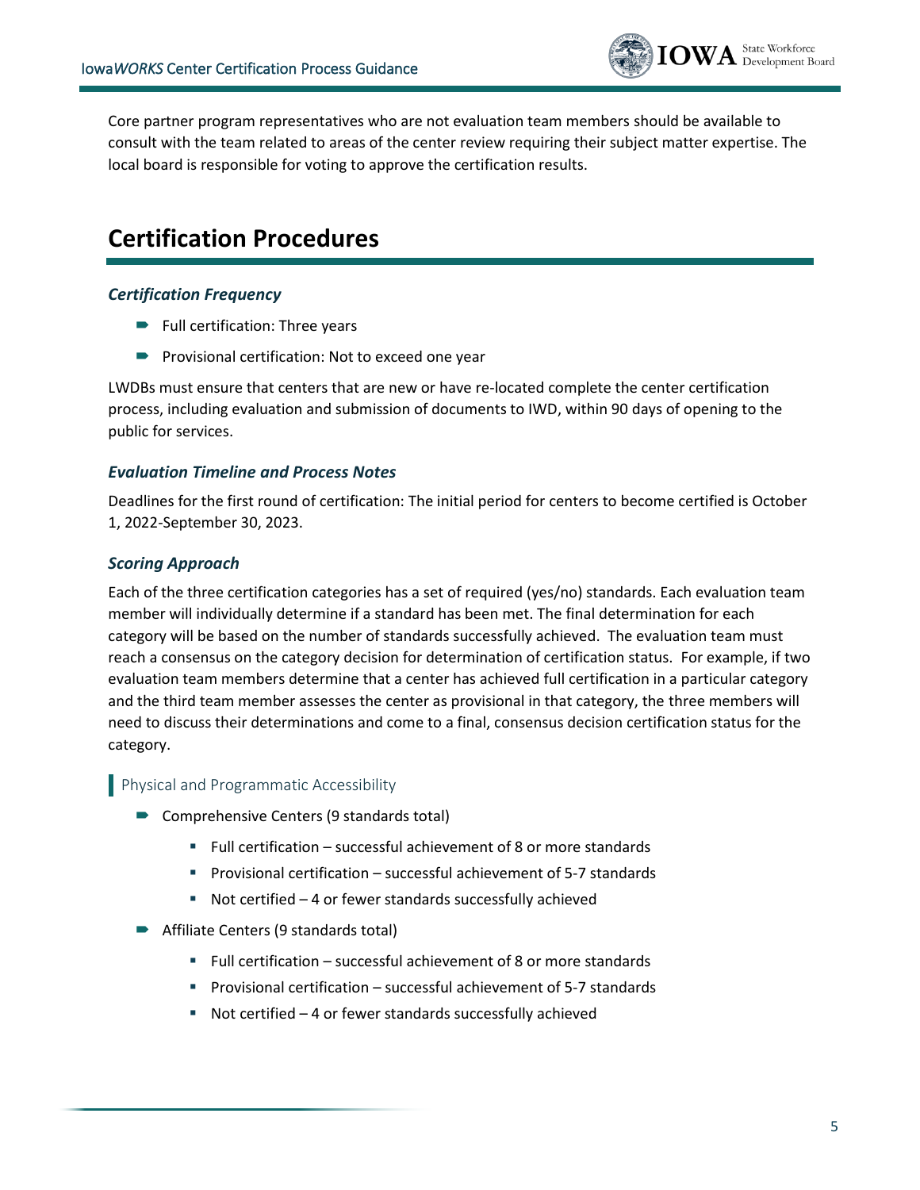Core partner program representatives who are not evaluation team members should be available to consult with the team related to areas of the center review requiring their subject matter expertise. The local board is responsible for voting to approve the certification results.

## Certification Procedures

### *Certification Frequency*

- Full certification: Three years
- Provisional certification: Not to exceed one year

LWDBs must ensure that centers that are new or have re-located complete the center certification process, including evaluation and submission of documents to IWD, within 90 days of opening to the public for services.

### *Evaluation Timeline and Process Notes*

Deadlines for the first round of certification: The initial period for centers to become certified is October 1, 2022-September 30, 2023.

### *Scoring Approach*

Each of the three certification categories has a set of required (yes/no) standards. Each evaluation team member will individually determine if a standard has been met. The final determination for each category will be based on the number of standards successfully achieved. The evaluation team must reach a consensus on the category decision for determination of certification status. For example, if two evaluation team members determine that a center has achieved full certification in a particular category and the third team member assesses the center as provisional in that category, the three members will need to discuss their determinations and come to a final, consensus decision certification status for the category.

#### Physical and Programmatic Accessibility

- Comprehensive Centers (9 standards total)
  - Full certification – successful achievement of 8 or more standards
  - Provisional certification – successful achievement of 5-7 standards
  - Not certified – 4 or fewer standards successfully achieved
- Affiliate Centers (9 standards total)
  - Full certification – successful achievement of 8 or more standards
  - Provisional certification – successful achievement of 5-7 standards
  - Not certified – 4 or fewer standards successfully achieved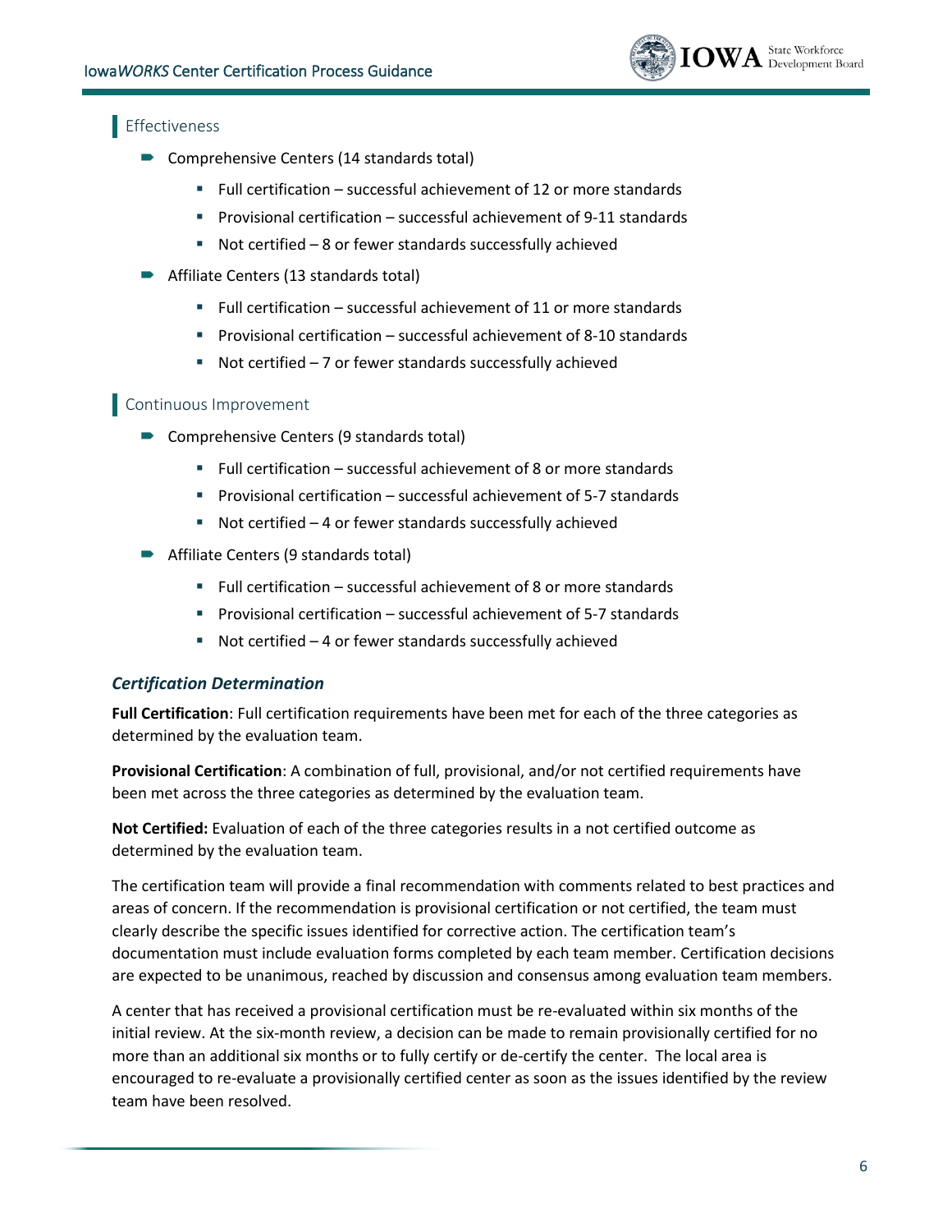## Effectiveness

- Comprehensive Centers (14 standards total)
  - Full certification – successful achievement of 12 or more standards
  - Provisional certification – successful achievement of 9-11 standards
  - Not certified – 8 or fewer standards successfully achieved
- Affiliate Centers (13 standards total)
  - Full certification – successful achievement of 11 or more standards
  - Provisional certification – successful achievement of 8-10 standards
  - Not certified – 7 or fewer standards successfully achieved

## Continuous Improvement

- Comprehensive Centers (9 standards total)
  - Full certification – successful achievement of 8 or more standards
  - Provisional certification – successful achievement of 5-7 standards
  - Not certified – 4 or fewer standards successfully achieved
- Affiliate Centers (9 standards total)
  - Full certification – successful achievement of 8 or more standards
  - Provisional certification – successful achievement of 5-7 standards
  - Not certified – 4 or fewer standards successfully achieved

### *Certification Determination*

**Full Certification**: Full certification requirements have been met for each of the three categories as determined by the evaluation team.

**Provisional Certification**: A combination of full, provisional, and/or not certified requirements have been met across the three categories as determined by the evaluation team.

**Not Certified:** Evaluation of each of the three categories results in a not certified outcome as determined by the evaluation team.

The certification team will provide a final recommendation with comments related to best practices and areas of concern. If the recommendation is provisional certification or not certified, the team must clearly describe the specific issues identified for corrective action. The certification team's documentation must include evaluation forms completed by each team member. Certification decisions are expected to be unanimous, reached by discussion and consensus among evaluation team members.

A center that has received a provisional certification must be re-evaluated within six months of the initial review. At the six-month review, a decision can be made to remain provisionally certified for no more than an additional six months or to fully certify or de-certify the center. The local area is encouraged to re-evaluate a provisionally certified center as soon as the issues identified by the review team have been resolved.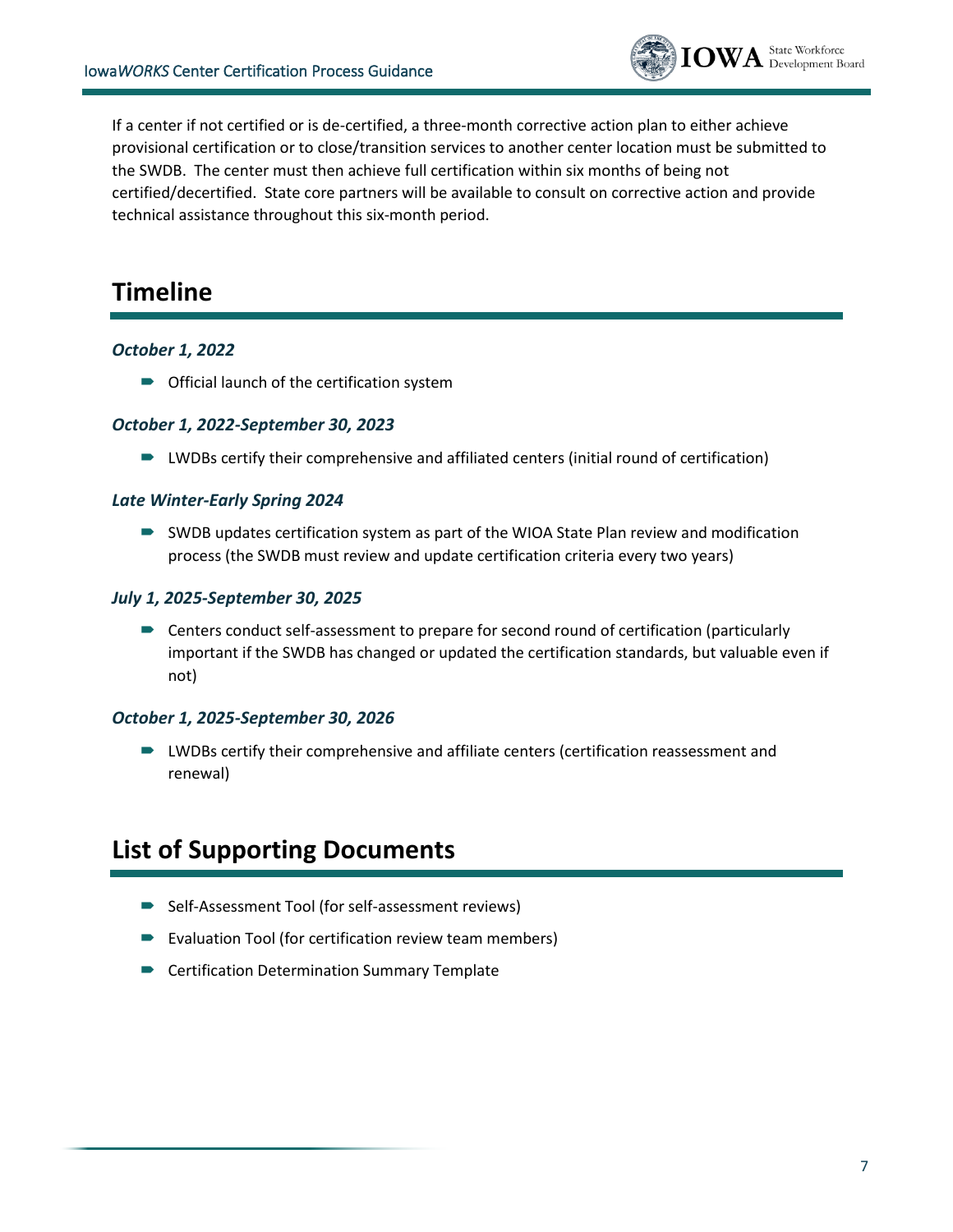If a center if not certified or is de-certified, a three-month corrective action plan to either achieve provisional certification or to close/transition services to another center location must be submitted to the SWDB. The center must then achieve full certification within six months of being not certified/decertified. State core partners will be available to consult on corrective action and provide technical assistance throughout this six-month period.

## Timeline

***October 1, 2022***

- Official launch of the certification system

***October 1, 2022-September 30, 2023***

- LWDBs certify their comprehensive and affiliated centers (initial round of certification)

***Late Winter-Early Spring 2024***

- SWDB updates certification system as part of the WIOA State Plan review and modification process (the SWDB must review and update certification criteria every two years)

***July 1, 2025-September 30, 2025***

- Centers conduct self-assessment to prepare for second round of certification (particularly important if the SWDB has changed or updated the certification standards, but valuable even if not)

***October 1, 2025-September 30, 2026***

- LWDBs certify their comprehensive and affiliate centers (certification reassessment and renewal)

## List of Supporting Documents

- Self-Assessment Tool (for self-assessment reviews)
- Evaluation Tool (for certification review team members)
- Certification Determination Summary Template